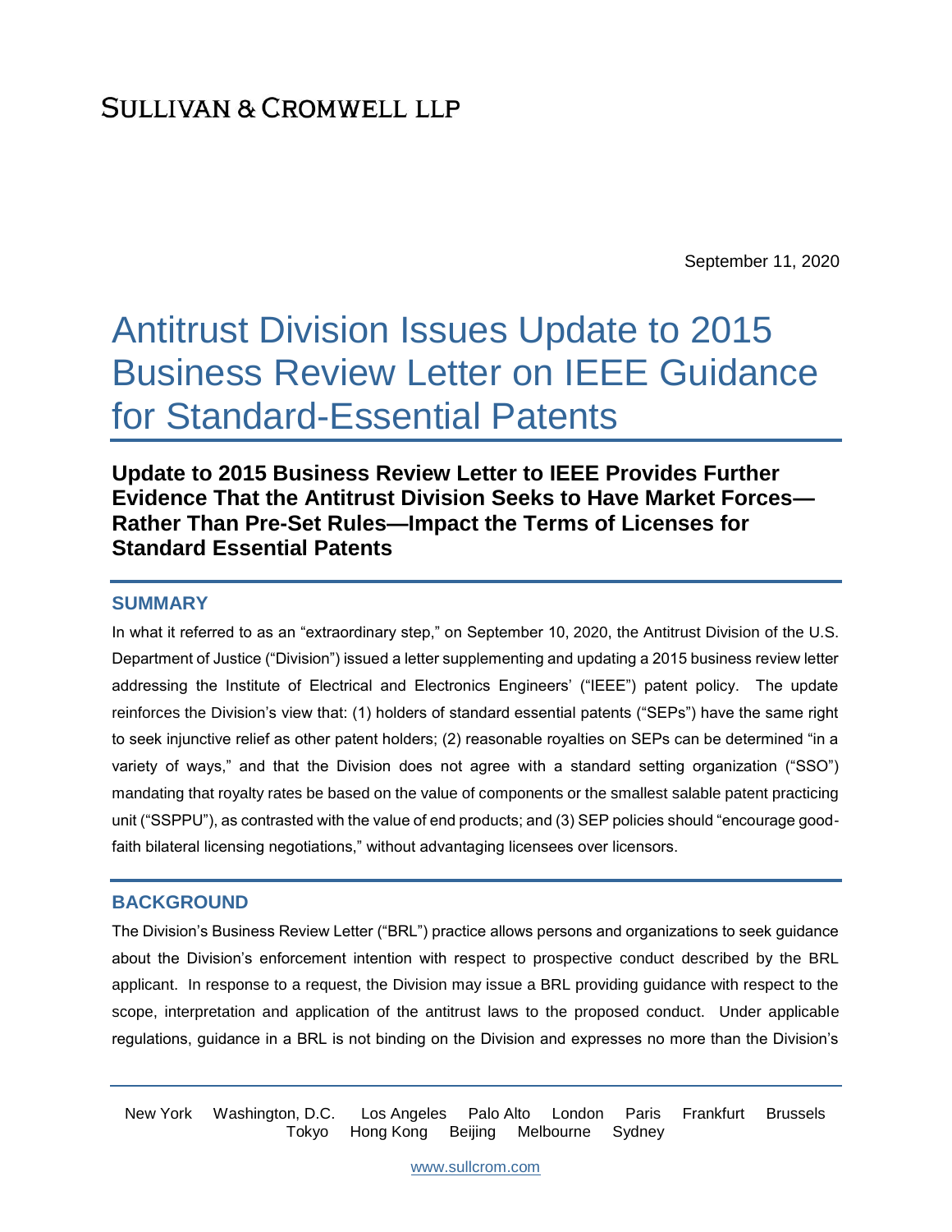SULLIVAN & CROMWELL LLP

September 11, 2020

# Antitrust Division Issues Update to 2015 Business Review Letter on IEEE Guidance for Standard-Essential Patents

**Update to 2015 Business Review Letter to IEEE Provides Further Evidence That the Antitrust Division Seeks to Have Market Forces—Rather Than Pre-Set Rules—Impact the Terms of Licenses for Standard Essential Patents**

## SUMMARY

In what it referred to as an "extraordinary step," on September 10, 2020, the Antitrust Division of the U.S. Department of Justice ("Division") issued a letter supplementing and updating a 2015 business review letter addressing the Institute of Electrical and Electronics Engineers' ("IEEE") patent policy. The update reinforces the Division's view that: (1) holders of standard essential patents ("SEPs") have the same right to seek injunctive relief as other patent holders; (2) reasonable royalties on SEPs can be determined "in a variety of ways," and that the Division does not agree with a standard setting organization ("SSO") mandating that royalty rates be based on the value of components or the smallest salable patent practicing unit ("SSPPU"), as contrasted with the value of end products; and (3) SEP policies should "encourage good-faith bilateral licensing negotiations," without advantaging licensees over licensors.

## BACKGROUND

The Division's Business Review Letter ("BRL") practice allows persons and organizations to seek guidance about the Division's enforcement intention with respect to prospective conduct described by the BRL applicant. In response to a request, the Division may issue a BRL providing guidance with respect to the scope, interpretation and application of the antitrust laws to the proposed conduct. Under applicable regulations, guidance in a BRL is not binding on the Division and expresses no more than the Division's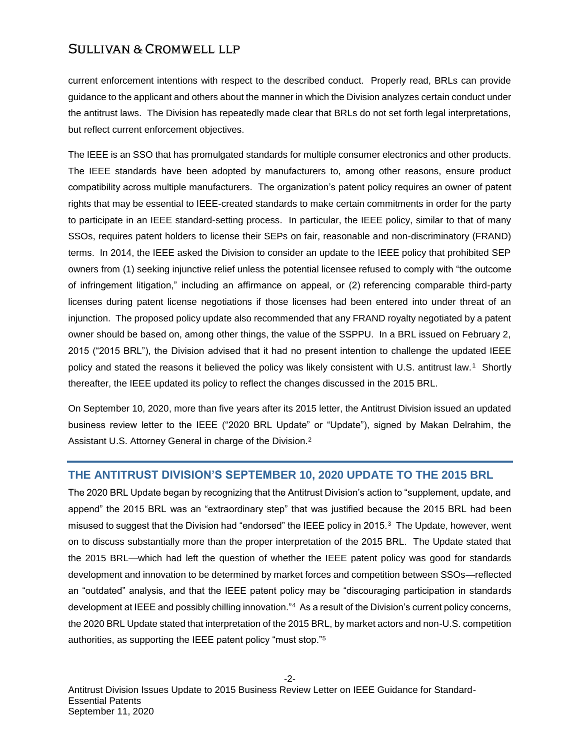current enforcement intentions with respect to the described conduct. Properly read, BRLs can provide guidance to the applicant and others about the manner in which the Division analyzes certain conduct under the antitrust laws. The Division has repeatedly made clear that BRLs do not set forth legal interpretations, but reflect current enforcement objectives.

The IEEE is an SSO that has promulgated standards for multiple consumer electronics and other products. The IEEE standards have been adopted by manufacturers to, among other reasons, ensure product compatibility across multiple manufacturers. The organization's patent policy requires an owner of patent rights that may be essential to IEEE-created standards to make certain commitments in order for the party to participate in an IEEE standard-setting process. In particular, the IEEE policy, similar to that of many SSOs, requires patent holders to license their SEPs on fair, reasonable and non-discriminatory (FRAND) terms. In 2014, the IEEE asked the Division to consider an update to the IEEE policy that prohibited SEP owners from (1) seeking injunctive relief unless the potential licensee refused to comply with "the outcome of infringement litigation," including an affirmance on appeal, or (2) referencing comparable third-party licenses during patent license negotiations if those licenses had been entered into under threat of an injunction. The proposed policy update also recommended that any FRAND royalty negotiated by a patent owner should be based on, among other things, the value of the SSPPU. In a BRL issued on February 2, 2015 ("2015 BRL"), the Division advised that it had no present intention to challenge the updated IEEE policy and stated the reasons it believed the policy was likely consistent with U.S. antitrust law.[1] Shortly thereafter, the IEEE updated its policy to reflect the changes discussed in the 2015 BRL.

On September 10, 2020, more than five years after its 2015 letter, the Antitrust Division issued an updated business review letter to the IEEE ("2020 BRL Update" or "Update"), signed by Makan Delrahim, the Assistant U.S. Attorney General in charge of the Division.[2]

## THE ANTITRUST DIVISION'S SEPTEMBER 10, 2020 UPDATE TO THE 2015 BRL

The 2020 BRL Update began by recognizing that the Antitrust Division's action to "supplement, update, and append" the 2015 BRL was an "extraordinary step" that was justified because the 2015 BRL had been misused to suggest that the Division had "endorsed" the IEEE policy in 2015.[3] The Update, however, went on to discuss substantially more than the proper interpretation of the 2015 BRL. The Update stated that the 2015 BRL—which had left the question of whether the IEEE patent policy was good for standards development and innovation to be determined by market forces and competition between SSOs—reflected an "outdated" analysis, and that the IEEE patent policy may be "discouraging participation in standards development at IEEE and possibly chilling innovation."[4] As a result of the Division's current policy concerns, the 2020 BRL Update stated that interpretation of the 2015 BRL, by market actors and non-U.S. competition authorities, as supporting the IEEE patent policy "must stop."[5]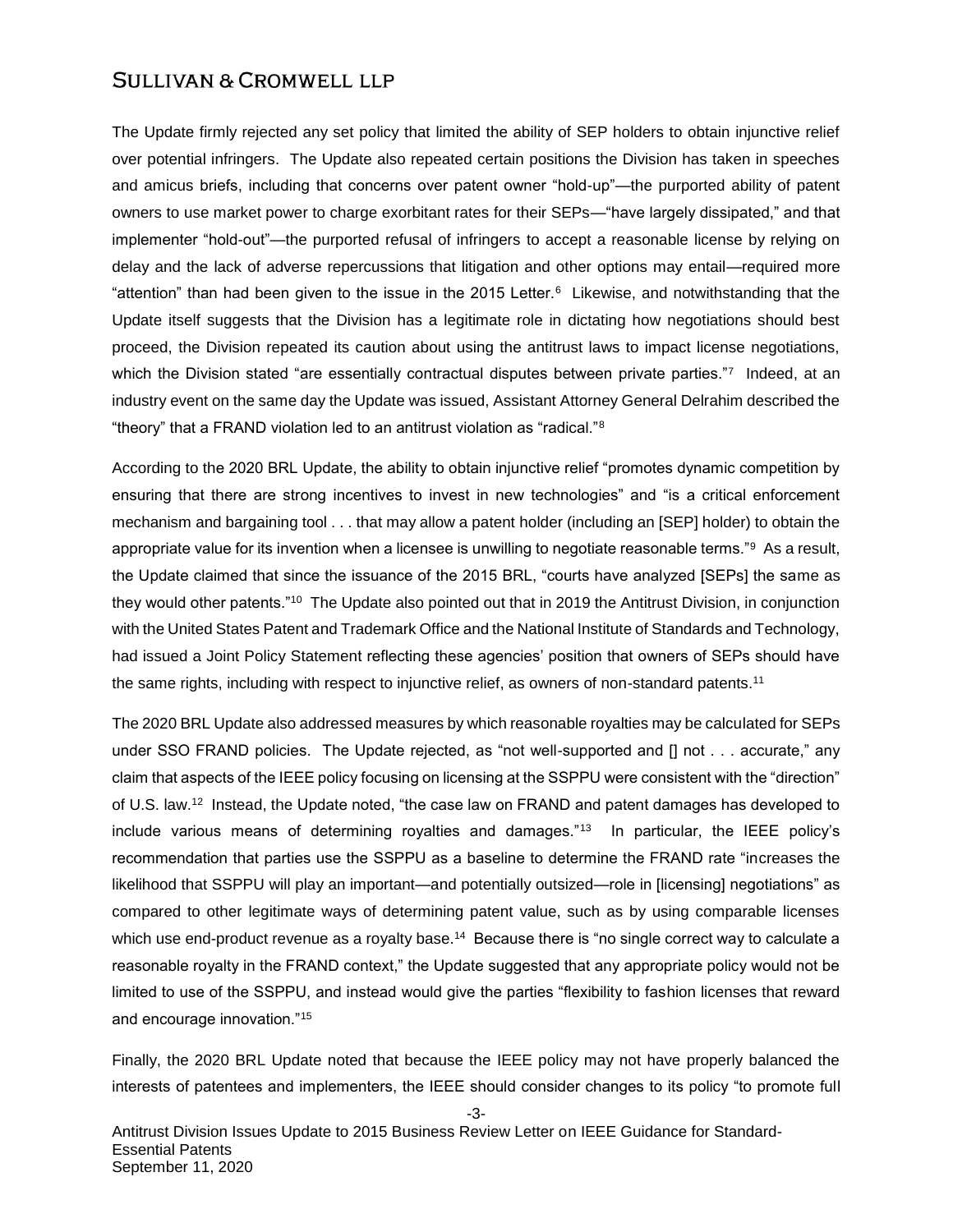The Update firmly rejected any set policy that limited the ability of SEP holders to obtain injunctive relief over potential infringers. The Update also repeated certain positions the Division has taken in speeches and amicus briefs, including that concerns over patent owner "hold-up"—the purported ability of patent owners to use market power to charge exorbitant rates for their SEPs—"have largely dissipated," and that implementer "hold-out"—the purported refusal of infringers to accept a reasonable license by relying on delay and the lack of adverse repercussions that litigation and other options may entail—required more "attention" than had been given to the issue in the 2015 Letter.[6] Likewise, and notwithstanding that the Update itself suggests that the Division has a legitimate role in dictating how negotiations should best proceed, the Division repeated its caution about using the antitrust laws to impact license negotiations, which the Division stated "are essentially contractual disputes between private parties."[7] Indeed, at an industry event on the same day the Update was issued, Assistant Attorney General Delrahim described the "theory" that a FRAND violation led to an antitrust violation as "radical."[8]

According to the 2020 BRL Update, the ability to obtain injunctive relief "promotes dynamic competition by ensuring that there are strong incentives to invest in new technologies" and "is a critical enforcement mechanism and bargaining tool . . . that may allow a patent holder (including an [SEP] holder) to obtain the appropriate value for its invention when a licensee is unwilling to negotiate reasonable terms."[9] As a result, the Update claimed that since the issuance of the 2015 BRL, "courts have analyzed [SEPs] the same as they would other patents."[10] The Update also pointed out that in 2019 the Antitrust Division, in conjunction with the United States Patent and Trademark Office and the National Institute of Standards and Technology, had issued a Joint Policy Statement reflecting these agencies' position that owners of SEPs should have the same rights, including with respect to injunctive relief, as owners of non-standard patents.[11]

The 2020 BRL Update also addressed measures by which reasonable royalties may be calculated for SEPs under SSO FRAND policies. The Update rejected, as "not well-supported and [] not . . . accurate," any claim that aspects of the IEEE policy focusing on licensing at the SSPPU were consistent with the "direction" of U.S. law.[12] Instead, the Update noted, "the case law on FRAND and patent damages has developed to include various means of determining royalties and damages."[13] In particular, the IEEE policy's recommendation that parties use the SSPPU as a baseline to determine the FRAND rate "increases the likelihood that SSPPU will play an important—and potentially outsized—role in [licensing] negotiations" as compared to other legitimate ways of determining patent value, such as by using comparable licenses which use end-product revenue as a royalty base.[14] Because there is "no single correct way to calculate a reasonable royalty in the FRAND context," the Update suggested that any appropriate policy would not be limited to use of the SSPPU, and instead would give the parties "flexibility to fashion licenses that reward and encourage innovation."[15]

Finally, the 2020 BRL Update noted that because the IEEE policy may not have properly balanced the interests of patentees and implementers, the IEEE should consider changes to its policy "to promote full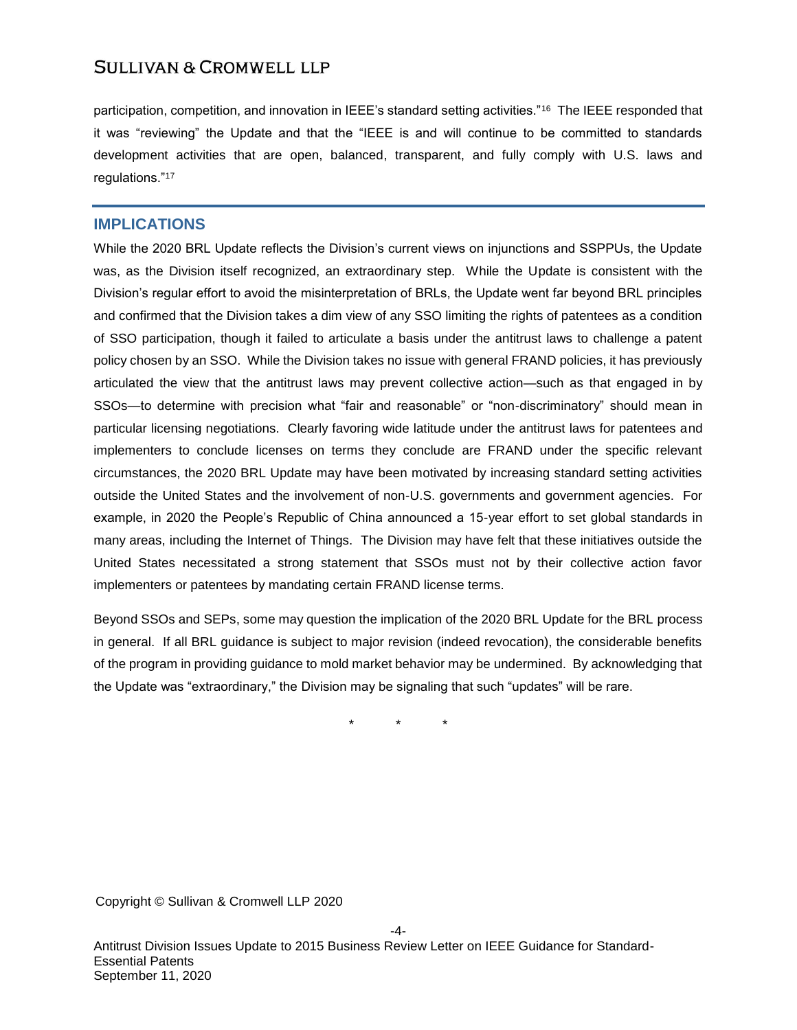participation, competition, and innovation in IEEE's standard setting activities."[16] The IEEE responded that it was "reviewing" the Update and that the "IEEE is and will continue to be committed to standards development activities that are open, balanced, transparent, and fully comply with U.S. laws and regulations."[17]

## IMPLICATIONS

While the 2020 BRL Update reflects the Division's current views on injunctions and SSPPUs, the Update was, as the Division itself recognized, an extraordinary step. While the Update is consistent with the Division's regular effort to avoid the misinterpretation of BRLs, the Update went far beyond BRL principles and confirmed that the Division takes a dim view of any SSO limiting the rights of patentees as a condition of SSO participation, though it failed to articulate a basis under the antitrust laws to challenge a patent policy chosen by an SSO. While the Division takes no issue with general FRAND policies, it has previously articulated the view that the antitrust laws may prevent collective action—such as that engaged in by SSOs—to determine with precision what "fair and reasonable" or "non-discriminatory" should mean in particular licensing negotiations. Clearly favoring wide latitude under the antitrust laws for patentees and implementers to conclude licenses on terms they conclude are FRAND under the specific relevant circumstances, the 2020 BRL Update may have been motivated by increasing standard setting activities outside the United States and the involvement of non-U.S. governments and government agencies. For example, in 2020 the People's Republic of China announced a 15-year effort to set global standards in many areas, including the Internet of Things. The Division may have felt that these initiatives outside the United States necessitated a strong statement that SSOs must not by their collective action favor implementers or patentees by mandating certain FRAND license terms.

Beyond SSOs and SEPs, some may question the implication of the 2020 BRL Update for the BRL process in general. If all BRL guidance is subject to major revision (indeed revocation), the considerable benefits of the program in providing guidance to mold market behavior may be undermined. By acknowledging that the Update was "extraordinary," the Division may be signaling that such "updates" will be rare.

\* \* \*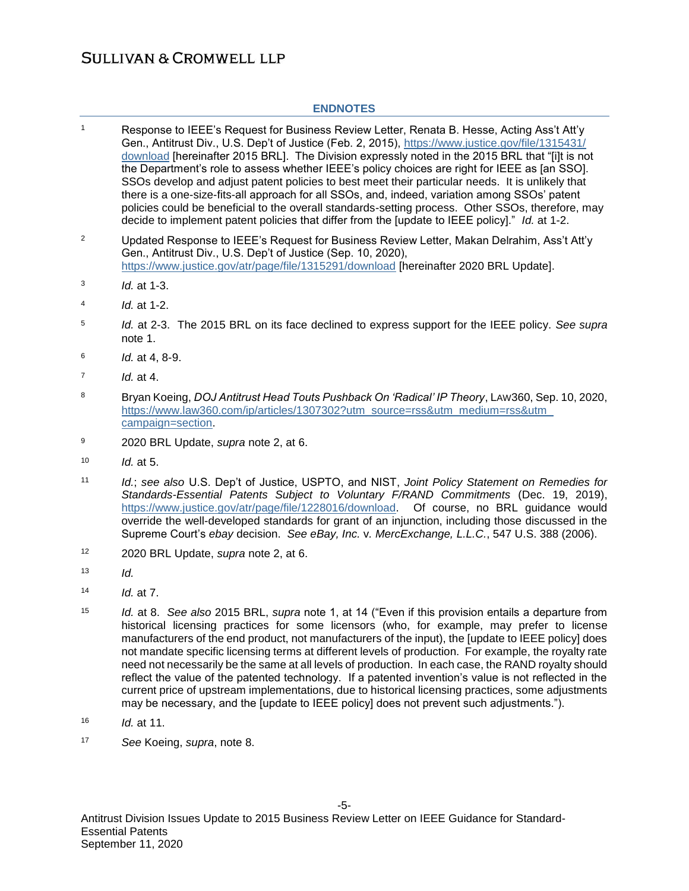## ENDNOTES

1 Response to IEEE's Request for Business Review Letter, Renata B. Hesse, Acting Ass't Att'y Gen., Antitrust Div., U.S. Dep't of Justice (Feb. 2, 2015), https://www.justice.gov/file/1315431/download [hereinafter 2015 BRL]. The Division expressly noted in the 2015 BRL that "[i]t is not the Department's role to assess whether IEEE's policy choices are right for IEEE as [an SSO]. SSOs develop and adjust patent policies to best meet their particular needs. It is unlikely that there is a one-size-fits-all approach for all SSOs, and, indeed, variation among SSOs' patent policies could be beneficial to the overall standards-setting process. Other SSOs, therefore, may decide to implement patent policies that differ from the [update to IEEE policy]." *Id.* at 1-2.

2 Updated Response to IEEE's Request for Business Review Letter, Makan Delrahim, Ass't Att'y Gen., Antitrust Div., U.S. Dep't of Justice (Sep. 10, 2020), https://www.justice.gov/atr/page/file/1315291/download [hereinafter 2020 BRL Update].

3 *Id.* at 1-3.

4 *Id.* at 1-2.

5 *Id.* at 2-3. The 2015 BRL on its face declined to express support for the IEEE policy. *See supra* note 1.

6 *Id.* at 4, 8-9.

7 *Id.* at 4.

8 Bryan Koeing, *DOJ Antitrust Head Touts Pushback On 'Radical' IP Theory*, LAW360, Sep. 10, 2020, https://www.law360.com/ip/articles/1307302?utm_source=rss&utm_medium=rss&utm_campaign=section.

9 2020 BRL Update, *supra* note 2, at 6.

10 *Id.* at 5.

11 *Id.*; *see also* U.S. Dep't of Justice, USPTO, and NIST, *Joint Policy Statement on Remedies for Standards-Essential Patents Subject to Voluntary F/RAND Commitments* (Dec. 19, 2019), https://www.justice.gov/atr/page/file/1228016/download. Of course, no BRL guidance would override the well-developed standards for grant of an injunction, including those discussed in the Supreme Court's *ebay* decision. *See eBay, Inc.* v. *MercExchange, L.L.C.*, 547 U.S. 388 (2006).

12 2020 BRL Update, *supra* note 2, at 6.

13 *Id.*

14 *Id.* at 7.

15 *Id.* at 8. *See also* 2015 BRL, *supra* note 1, at 14 ("Even if this provision entails a departure from historical licensing practices for some licensors (who, for example, may prefer to license manufacturers of the end product, not manufacturers of the input), the [update to IEEE policy] does not mandate specific licensing terms at different levels of production. For example, the royalty rate need not necessarily be the same at all levels of production. In each case, the RAND royalty should reflect the value of the patented technology. If a patented invention's value is not reflected in the current price of upstream implementations, due to historical licensing practices, some adjustments may be necessary, and the [update to IEEE policy] does not prevent such adjustments.").

16 *Id.* at 11.

17 *See* Koeing, *supra*, note 8.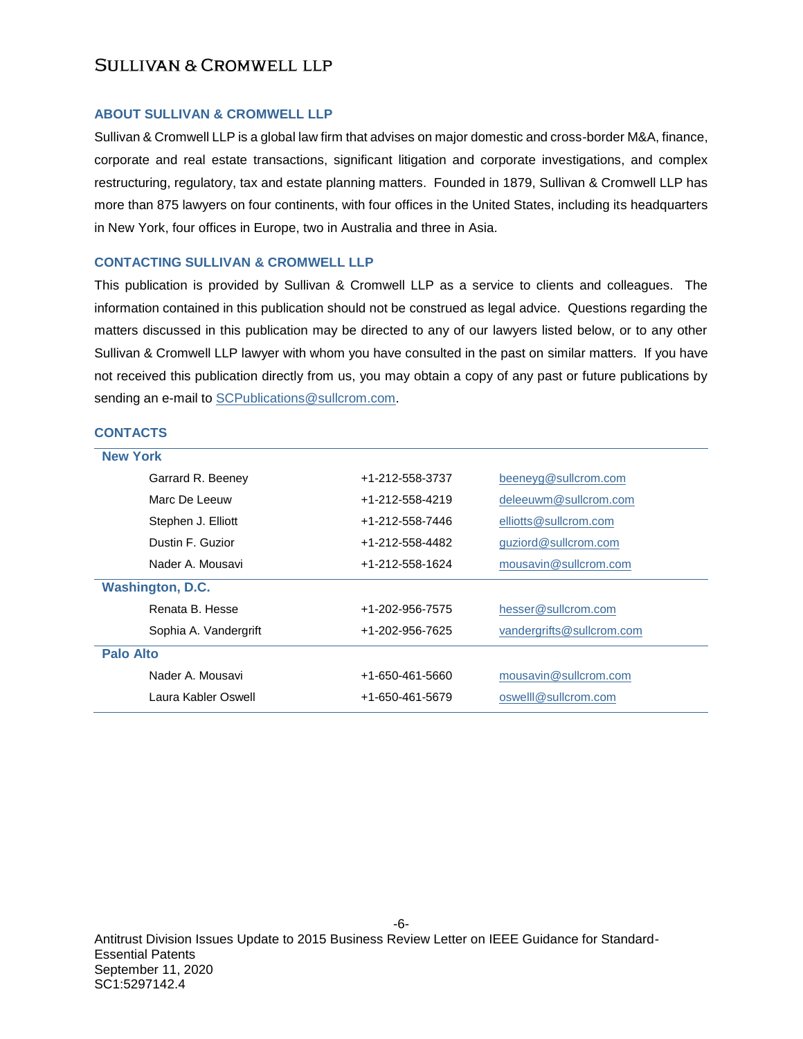SULLIVAN & CROMWELL LLP

## ABOUT SULLIVAN & CROMWELL LLP

Sullivan & Cromwell LLP is a global law firm that advises on major domestic and cross-border M&A, finance, corporate and real estate transactions, significant litigation and corporate investigations, and complex restructuring, regulatory, tax and estate planning matters. Founded in 1879, Sullivan & Cromwell LLP has more than 875 lawyers on four continents, with four offices in the United States, including its headquarters in New York, four offices in Europe, two in Australia and three in Asia.

## CONTACTING SULLIVAN & CROMWELL LLP

This publication is provided by Sullivan & Cromwell LLP as a service to clients and colleagues. The information contained in this publication should not be construed as legal advice. Questions regarding the matters discussed in this publication may be directed to any of our lawyers listed below, or to any other Sullivan & Cromwell LLP lawyer with whom you have consulted in the past on similar matters. If you have not received this publication directly from us, you may obtain a copy of any past or future publications by sending an e-mail to SCPublications@sullcrom.com.

## CONTACTS

| | | |
|---|---|---|
| **New York** | | |
| Garrard R. Beeney | +1-212-558-3737 | beeneyg@sullcrom.com |
| Marc De Leeuw | +1-212-558-4219 | deleeuwm@sullcrom.com |
| Stephen J. Elliott | +1-212-558-7446 | elliotts@sullcrom.com |
| Dustin F. Guzior | +1-212-558-4482 | guziord@sullcrom.com |
| Nader A. Mousavi | +1-212-558-1624 | mousavin@sullcrom.com |
| **Washington, D.C.** | | |
| Renata B. Hesse | +1-202-956-7575 | hesser@sullcrom.com |
| Sophia A. Vandergrift | +1-202-956-7625 | vandergrifts@sullcrom.com |
| **Palo Alto** | | |
| Nader A. Mousavi | +1-650-461-5660 | mousavin@sullcrom.com |
| Laura Kabler Oswell | +1-650-461-5679 | oswelll@sullcrom.com |

Antitrust Division Issues Update to 2015 Business Review Letter on IEEE Guidance for Standard-Essential Patents
September 11, 2020
SC1:5297142.4